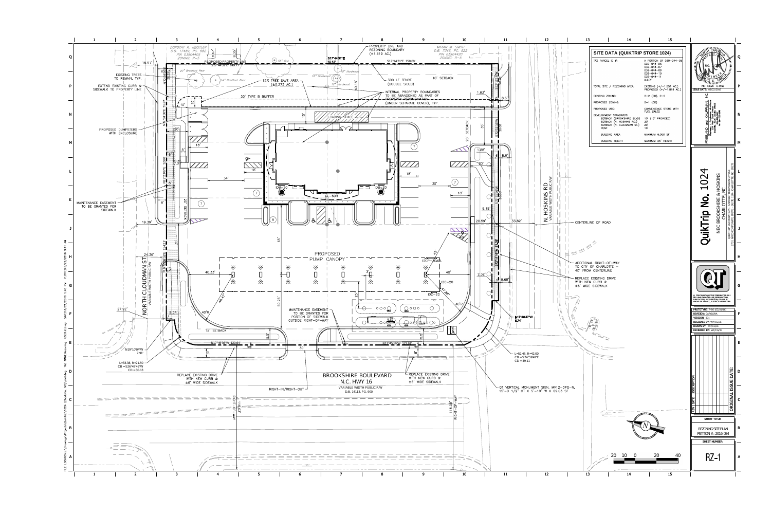## SITE DATA (QUIKTRIP STORE 1024)

| | |
|---|---|
| TAX PARCEL ID #: | A PORTION OF 039-044-05, 039-044-06, 039-044-07, 039-044-09, 039-044-10, 039-044-11, ALLEY |
| TOTAL SITE / REZONING AREA: | EXISTING (+/-1.891 AC.) PROPOSED (+/-1.819 AC.) |
| EXISTING ZONING: | B-2 (CD), R-5 |
| PROPOSED ZONING: | B-1 (CD) |
| PROPOSED USE: | CONVENIENCE STORE, WITH FUEL SALES |
| DEVELOPMENT STANDARDS: | |
| SETBACK (BROOKSHIRE BLVD) | 10' (15' PROVIDED) |
| SETBACK (N. HOSKINS RD.) | 20' |
| SETBACK (N. CLOUDMAN ST.) | 20' |
| REAR | 10' |
| BUILDING AREA | MAXIMUM 6,000 SF |
| BUILDING HEIGHT | MAXIMUM 25' HEIGHT |

DOROTHY R. KEISTLER D.B. 17489, PG. 582 PIN 03904405 ZONING: R-5

MIRIAM M. SMITH D.B. 7346, PG. 822 PIN 03904420 ZONING: R-5

PROPOSED PROPERTY LINE

PROPERTY LINE AND REZONING BOUNDARY (±1.819 AC.)

EXISTING TREES TO REMAIN, TYP.

EXTEND EXISTING CURB & SIDEWALK TO PROPERTY LINE

15% TREE SAVE AREA (±0.273 AC.)

300 LF FENCE (DOUBLE SIDED)

10' SETBACK

33' TYPE B BUFFER

INTERNAL PROPERTY BOUNDARIES TO BE ABANDONED AS PART OF PROPERTY RECOMBINATION (UNDER SEPARATE COVER), TYP.

LOADING SPACE

PROPOSED DUMPSTERS WITH ENCLOSURE

MAINTENANCE EASEMENT TO BE GRANTED FOR SIDEWALK

20' SETBACK

PROPOSED PUMP CANOPY

MAINTENANCE EASEMENT TO BE GRANTED FOR PORTION OF SIDEWALK OUTSIDE RIGHT-OF-WAY

15' SETBACK

NORTH CLOUDMAN ST. VARIABLE WIDTH PUBLIC R/W

N. HOSKINS RD VARIABLE WIDTH PUBLIC R/W

CENTERLINE OF ROAD

ADDITIONAL RIGHT-OF-WAY TO CITY OF CHARLOTTE - 40' FROM CENTERLINE

REPLACE EXISTING DRIVE WITH NEW CURB & ±6' WIDE SIDEWALK

BROOKSHIRE BOULEVARD N.C. HWY 16 VARIABLE WIDTH PUBLIC R/W D.B. 14113, PG. 900

RIGHT-IN/RIGHT-OUT

REPLACE EXISTING DRIVE WITH NEW CURB & ±6' WIDE SIDEWALK

REPLACE EXISTING DRIVE WITH NEW CURB & ±8' WIDE SIDEWALK

QT VERTICAL MONUMENT SIGN, MV12-3PO-N, 15'-0 1/2" HT X 5'-10" W X 69.03 SF

L=62.45, R=42.00 CB =S74°59'41"E CD =49.11

L=33.38, R=21.50 CB =S26°47'42"W CD =30.13

N19°10'04"W 7.91'

N17°48'47"W 5.74'

S17°44'31"E 150.00'

RIGHT-OF-WAY

NC COA: C-0532

ISSUE DATE: 06/22/2016

# QuikTrip No. 1024

NEC BROOKSHIRE & HOSKINS CHARLOTTE, NC

QUIKTRIP CORPORATION - CHARLOTTE DIVISION OFFICE

© COPYRIGHT QUIKTRIP CORPORATION 2011. ANY UNAUTHORIZED USE, REPRODUCTION, PUBLICATION, DISTRIBUTION, OR SALE IS PROHIBITED WITHOUT WRITTEN PERMISSION.

PROTOTYPE: P-4b (02/01/16)
DIVISION: CAROLINA
VERSION: B01
DESIGNED BY: WP/CG/JE
DRAWN BY: BBF/CG/JE
REVIEWED BY: WP/CG/JE

ORIGINAL ISSUE DATE:

SHEET TITLE: REZONING SITE PLAN PETITION #: 2016-084

SHEET NUMBER: RZ-1